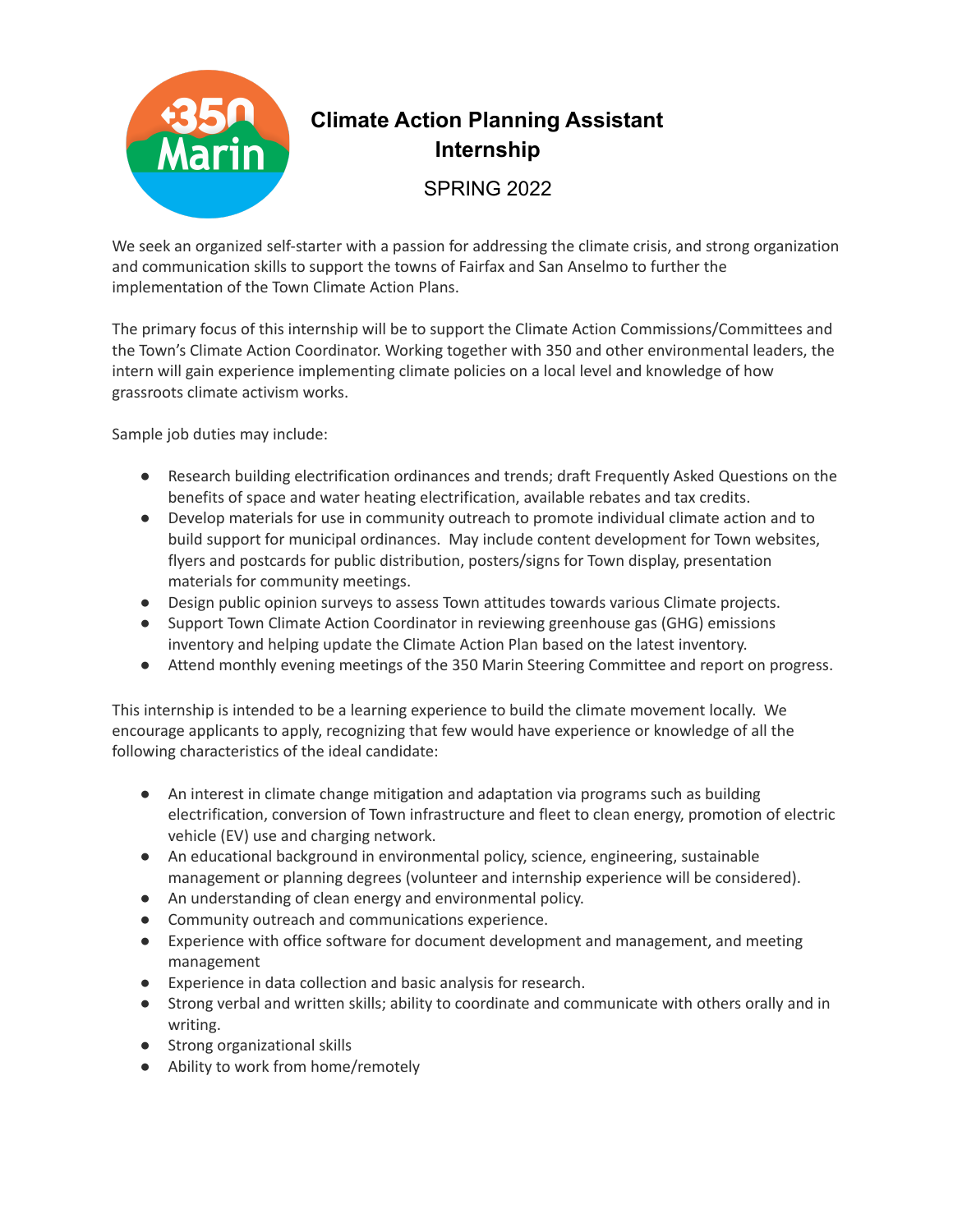# Climate Action Planning Assistant Internship

SPRING 2022

We seek an organized self-starter with a passion for addressing the climate crisis, and strong organization and communication skills to support the towns of Fairfax and San Anselmo to further the implementation of the Town Climate Action Plans.

The primary focus of this internship will be to support the Climate Action Commissions/Committees and the Town's Climate Action Coordinator. Working together with 350 and other environmental leaders, the intern will gain experience implementing climate policies on a local level and knowledge of how grassroots climate activism works.

Sample job duties may include:

- Research building electrification ordinances and trends; draft Frequently Asked Questions on the benefits of space and water heating electrification, available rebates and tax credits.
- Develop materials for use in community outreach to promote individual climate action and to build support for municipal ordinances. May include content development for Town websites, flyers and postcards for public distribution, posters/signs for Town display, presentation materials for community meetings.
- Design public opinion surveys to assess Town attitudes towards various Climate projects.
- Support Town Climate Action Coordinator in reviewing greenhouse gas (GHG) emissions inventory and helping update the Climate Action Plan based on the latest inventory.
- Attend monthly evening meetings of the 350 Marin Steering Committee and report on progress.

This internship is intended to be a learning experience to build the climate movement locally. We encourage applicants to apply, recognizing that few would have experience or knowledge of all the following characteristics of the ideal candidate:

- An interest in climate change mitigation and adaptation via programs such as building electrification, conversion of Town infrastructure and fleet to clean energy, promotion of electric vehicle (EV) use and charging network.
- An educational background in environmental policy, science, engineering, sustainable management or planning degrees (volunteer and internship experience will be considered).
- An understanding of clean energy and environmental policy.
- Community outreach and communications experience.
- Experience with office software for document development and management, and meeting management
- Experience in data collection and basic analysis for research.
- Strong verbal and written skills; ability to coordinate and communicate with others orally and in writing.
- Strong organizational skills
- Ability to work from home/remotely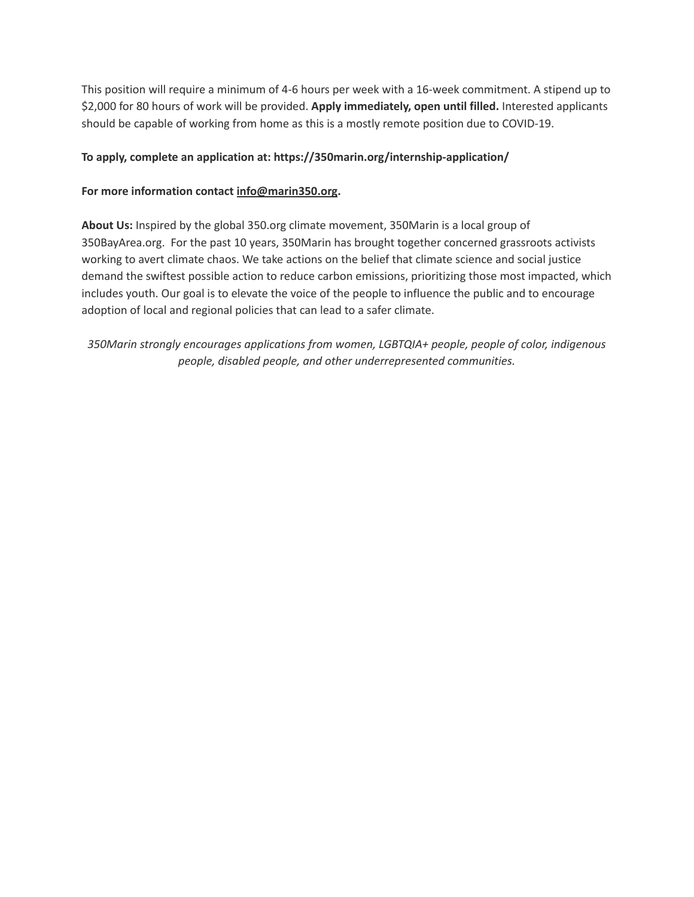This position will require a minimum of 4-6 hours per week with a 16-week commitment. A stipend up to $2,000 for 80 hours of work will be provided. **Apply immediately, open until filled.** Interested applicants should be capable of working from home as this is a mostly remote position due to COVID-19.

**To apply, complete an application at: https://350marin.org/internship-application/**

**For more information contact info@marin350.org.**

**About Us:** Inspired by the global 350.org climate movement, 350Marin is a local group of 350BayArea.org. For the past 10 years, 350Marin has brought together concerned grassroots activists working to avert climate chaos. We take actions on the belief that climate science and social justice demand the swiftest possible action to reduce carbon emissions, prioritizing those most impacted, which includes youth. Our goal is to elevate the voice of the people to influence the public and to encourage adoption of local and regional policies that can lead to a safer climate.

*350Marin strongly encourages applications from women, LGBTQIA+ people, people of color, indigenous people, disabled people, and other underrepresented communities.*